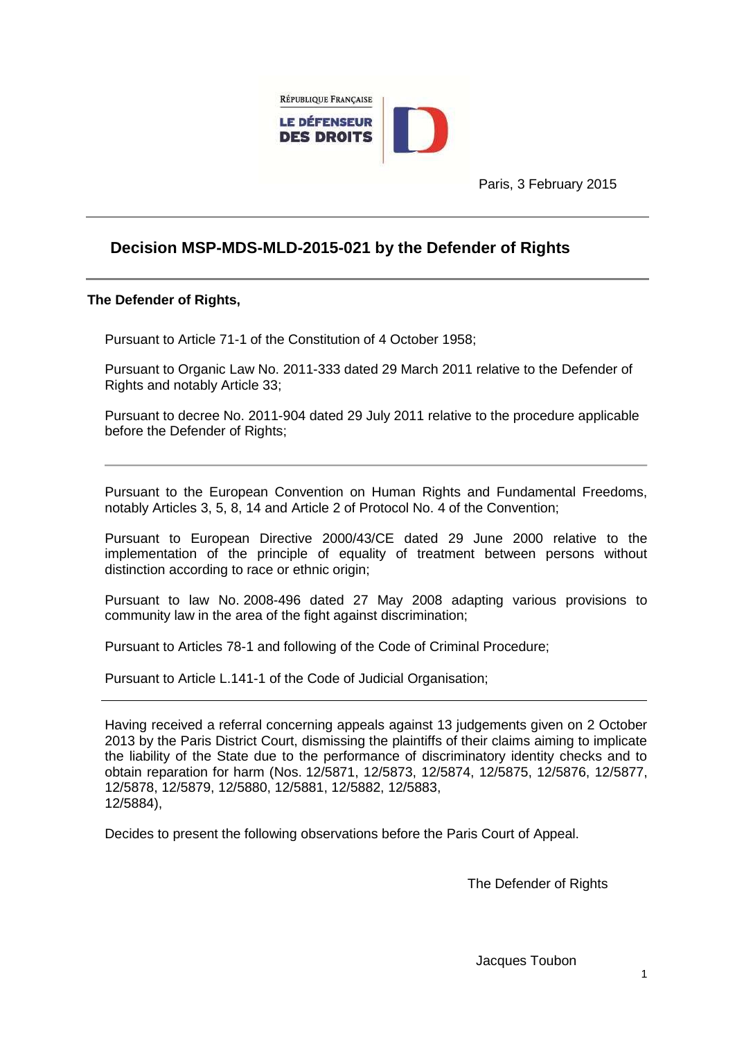RÉPUBLIQUE FRANÇAISE

LE DÉFENSEUR DES DROITS

Paris, 3 February 2015

---

# Decision MSP-MDS-MLD-2015-021 by the Defender of Rights

---

**The Defender of Rights,**

Pursuant to Article 71-1 of the Constitution of 4 October 1958;

Pursuant to Organic Law No. 2011-333 dated 29 March 2011 relative to the Defender of Rights and notably Article 33;

Pursuant to decree No. 2011-904 dated 29 July 2011 relative to the procedure applicable before the Defender of Rights;

---

Pursuant to the European Convention on Human Rights and Fundamental Freedoms, notably Articles 3, 5, 8, 14 and Article 2 of Protocol No. 4 of the Convention;

Pursuant to European Directive 2000/43/CE dated 29 June 2000 relative to the implementation of the principle of equality of treatment between persons without distinction according to race or ethnic origin;

Pursuant to law No. 2008-496 dated 27 May 2008 adapting various provisions to community law in the area of the fight against discrimination;

Pursuant to Articles 78-1 and following of the Code of Criminal Procedure;

Pursuant to Article L.141-1 of the Code of Judicial Organisation;

---

Having received a referral concerning appeals against 13 judgements given on 2 October 2013 by the Paris District Court, dismissing the plaintiffs of their claims aiming to implicate the liability of the State due to the performance of discriminatory identity checks and to obtain reparation for harm (Nos. 12/5871, 12/5873, 12/5874, 12/5875, 12/5876, 12/5877, 12/5878, 12/5879, 12/5880, 12/5881, 12/5882, 12/5883,
12/5884),

Decides to present the following observations before the Paris Court of Appeal.

The Defender of Rights

Jacques Toubon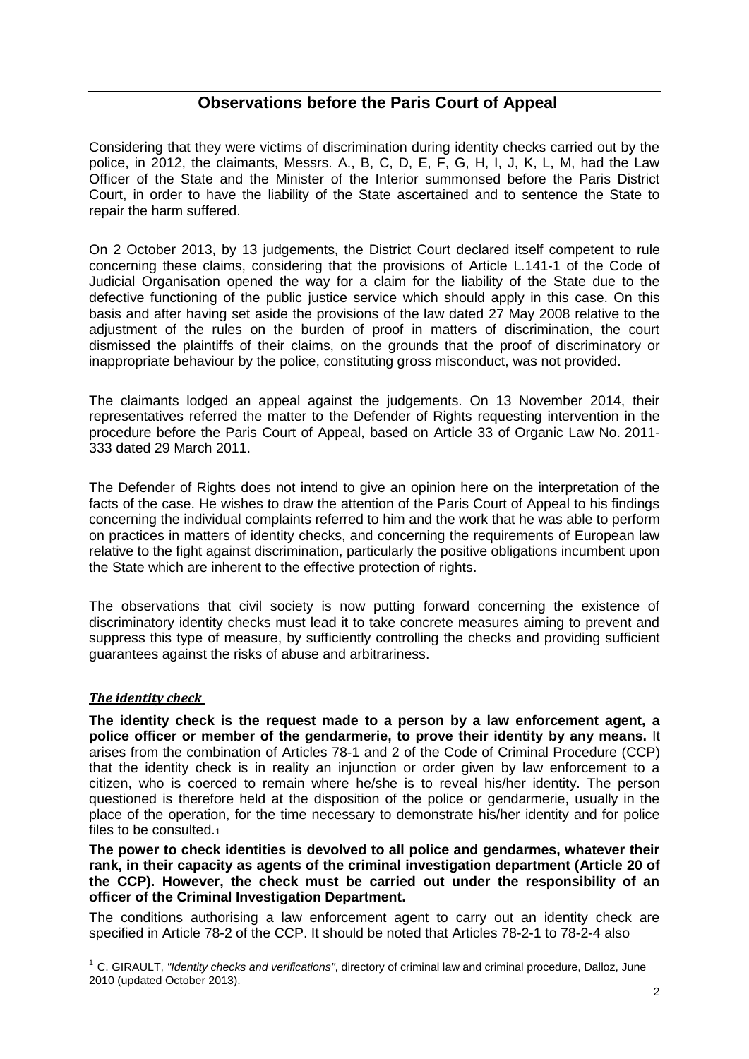## Observations before the Paris Court of Appeal

Considering that they were victims of discrimination during identity checks carried out by the police, in 2012, the claimants, Messrs. A., B, C, D, E, F, G, H, I, J, K, L, M, had the Law Officer of the State and the Minister of the Interior summonsed before the Paris District Court, in order to have the liability of the State ascertained and to sentence the State to repair the harm suffered.

On 2 October 2013, by 13 judgements, the District Court declared itself competent to rule concerning these claims, considering that the provisions of Article L.141-1 of the Code of Judicial Organisation opened the way for a claim for the liability of the State due to the defective functioning of the public justice service which should apply in this case. On this basis and after having set aside the provisions of the law dated 27 May 2008 relative to the adjustment of the rules on the burden of proof in matters of discrimination, the court dismissed the plaintiffs of their claims, on the grounds that the proof of discriminatory or inappropriate behaviour by the police, constituting gross misconduct, was not provided.

The claimants lodged an appeal against the judgements. On 13 November 2014, their representatives referred the matter to the Defender of Rights requesting intervention in the procedure before the Paris Court of Appeal, based on Article 33 of Organic Law No. 2011-333 dated 29 March 2011.

The Defender of Rights does not intend to give an opinion here on the interpretation of the facts of the case. He wishes to draw the attention of the Paris Court of Appeal to his findings concerning the individual complaints referred to him and the work that he was able to perform on practices in matters of identity checks, and concerning the requirements of European law relative to the fight against discrimination, particularly the positive obligations incumbent upon the State which are inherent to the effective protection of rights.

The observations that civil society is now putting forward concerning the existence of discriminatory identity checks must lead it to take concrete measures aiming to prevent and suppress this type of measure, by sufficiently controlling the checks and providing sufficient guarantees against the risks of abuse and arbitrariness.

### *The identity check*

**The identity check is the request made to a person by a law enforcement agent, a police officer or member of the gendarmerie, to prove their identity by any means.** It arises from the combination of Articles 78-1 and 2 of the Code of Criminal Procedure (CCP) that the identity check is in reality an injunction or order given by law enforcement to a citizen, who is coerced to remain where he/she is to reveal his/her identity. The person questioned is therefore held at the disposition of the police or gendarmerie, usually in the place of the operation, for the time necessary to demonstrate his/her identity and for police files to be consulted.[1]

**The power to check identities is devolved to all police and gendarmes, whatever their rank, in their capacity as agents of the criminal investigation department (Article 20 of the CCP). However, the check must be carried out under the responsibility of an officer of the Criminal Investigation Department.**

The conditions authorising a law enforcement agent to carry out an identity check are specified in Article 78-2 of the CCP. It should be noted that Articles 78-2-1 to 78-2-4 also

[1] C. GIRAULT, *"Identity checks and verifications"*, directory of criminal law and criminal procedure, Dalloz, June 2010 (updated October 2013).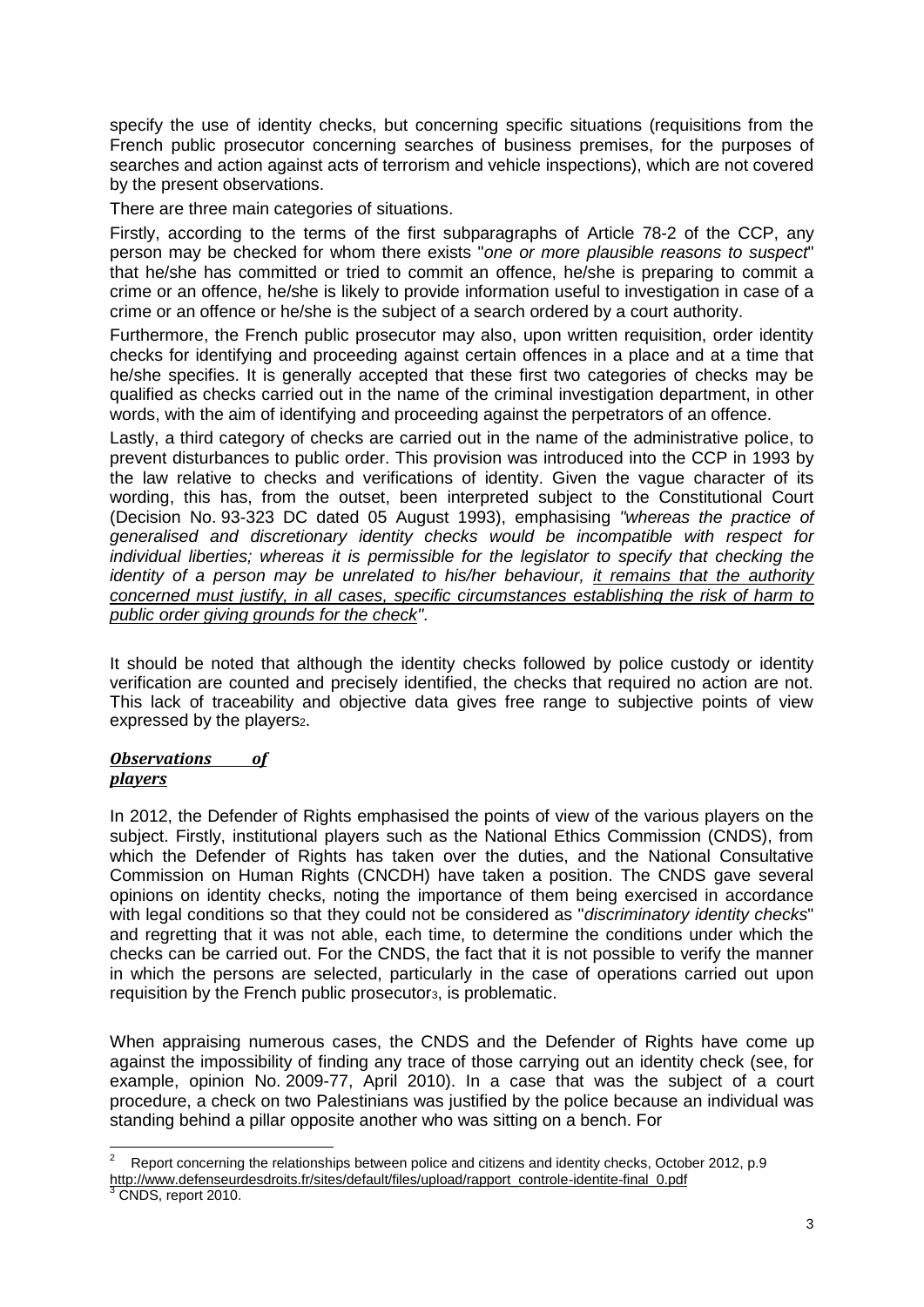specify the use of identity checks, but concerning specific situations (requisitions from the French public prosecutor concerning searches of business premises, for the purposes of searches and action against acts of terrorism and vehicle inspections), which are not covered by the present observations.

There are three main categories of situations.

Firstly, according to the terms of the first subparagraphs of Article 78-2 of the CCP, any person may be checked for whom there exists "*one or more plausible reasons to suspect*" that he/she has committed or tried to commit an offence, he/she is preparing to commit a crime or an offence, he/she is likely to provide information useful to investigation in case of a crime or an offence or he/she is the subject of a search ordered by a court authority.

Furthermore, the French public prosecutor may also, upon written requisition, order identity checks for identifying and proceeding against certain offences in a place and at a time that he/she specifies. It is generally accepted that these first two categories of checks may be qualified as checks carried out in the name of the criminal investigation department, in other words, with the aim of identifying and proceeding against the perpetrators of an offence.

Lastly, a third category of checks are carried out in the name of the administrative police, to prevent disturbances to public order. This provision was introduced into the CCP in 1993 by the law relative to checks and verifications of identity. Given the vague character of its wording, this has, from the outset, been interpreted subject to the Constitutional Court (Decision No. 93-323 DC dated 05 August 1993), emphasising *"whereas the practice of generalised and discretionary identity checks would be incompatible with respect for individual liberties; whereas it is permissible for the legislator to specify that checking the identity of a person may be unrelated to his/her behaviour, <u>it remains that the authority concerned must justify, in all cases, specific circumstances establishing the risk of harm to public order giving grounds for the check</u>"*.

It should be noted that although the identity checks followed by police custody or identity verification are counted and precisely identified, the checks that required no action are not. This lack of traceability and objective data gives free range to subjective points of view expressed by the players[2].

***Observations of players***

In 2012, the Defender of Rights emphasised the points of view of the various players on the subject. Firstly, institutional players such as the National Ethics Commission (CNDS), from which the Defender of Rights has taken over the duties, and the National Consultative Commission on Human Rights (CNCDH) have taken a position. The CNDS gave several opinions on identity checks, noting the importance of them being exercised in accordance with legal conditions so that they could not be considered as "*discriminatory identity checks*" and regretting that it was not able, each time, to determine the conditions under which the checks can be carried out. For the CNDS, the fact that it is not possible to verify the manner in which the persons are selected, particularly in the case of operations carried out upon requisition by the French public prosecutor[3], is problematic.

When appraising numerous cases, the CNDS and the Defender of Rights have come up against the impossibility of finding any trace of those carrying out an identity check (see, for example, opinion No. 2009-77, April 2010). In a case that was the subject of a court procedure, a check on two Palestinians was justified by the police because an individual was standing behind a pillar opposite another who was sitting on a bench. For

---

[2] Report concerning the relationships between police and citizens and identity checks, October 2012, p.9 http://www.defenseurdesdroits.fr/sites/default/files/upload/rapport_controle-identite-final_0.pdf

[3] CNDS, report 2010.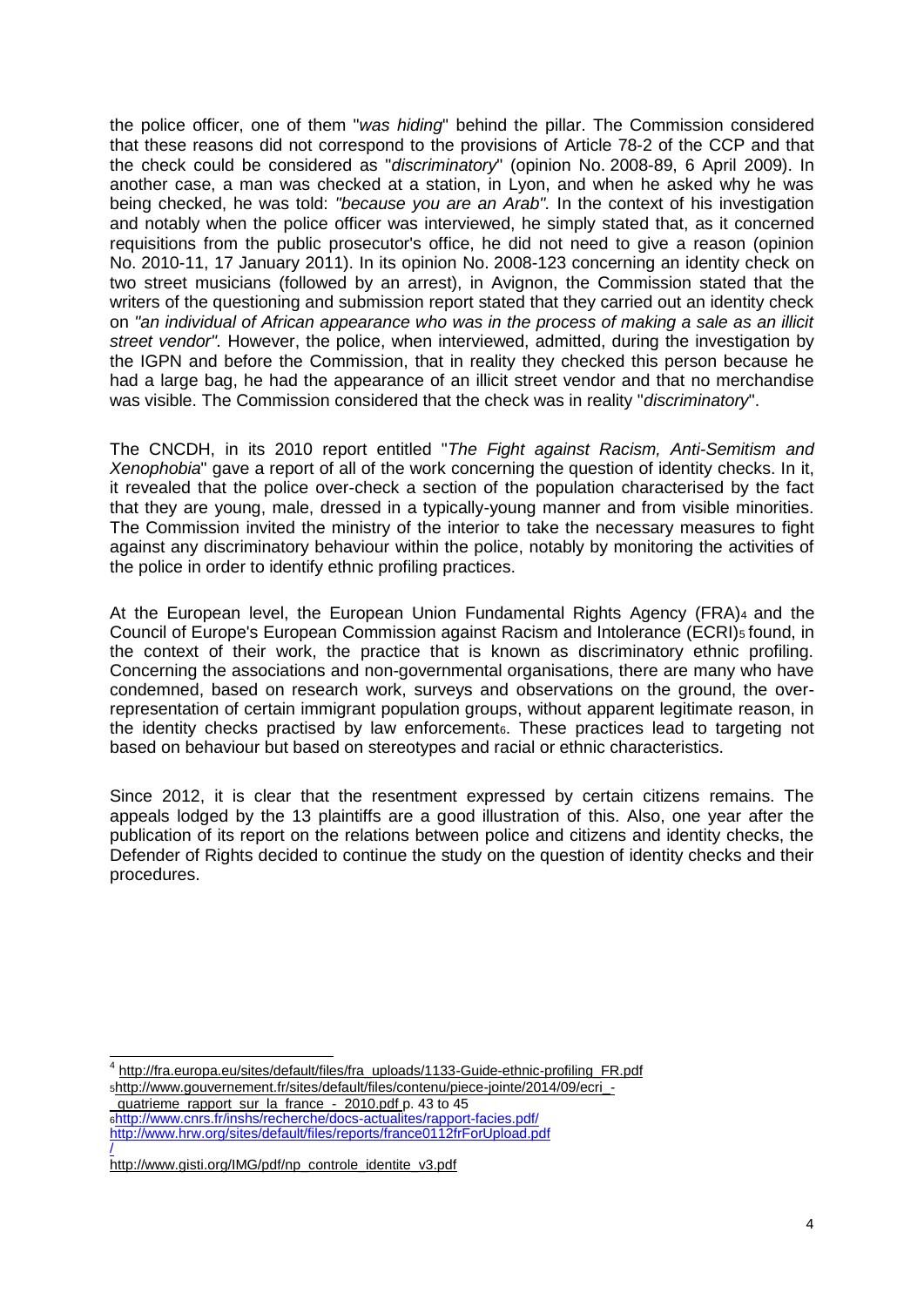the police officer, one of them "*was hiding*" behind the pillar. The Commission considered that these reasons did not correspond to the provisions of Article 78-2 of the CCP and that the check could be considered as "*discriminatory*" (opinion No. 2008-89, 6 April 2009). In another case, a man was checked at a station, in Lyon, and when he asked why he was being checked, he was told: *"because you are an Arab".* In the context of his investigation and notably when the police officer was interviewed, he simply stated that, as it concerned requisitions from the public prosecutor's office, he did not need to give a reason (opinion No. 2010-11, 17 January 2011). In its opinion No. 2008-123 concerning an identity check on two street musicians (followed by an arrest), in Avignon, the Commission stated that the writers of the questioning and submission report stated that they carried out an identity check on *"an individual of African appearance who was in the process of making a sale as an illicit street vendor".* However, the police, when interviewed, admitted, during the investigation by the IGPN and before the Commission, that in reality they checked this person because he had a large bag, he had the appearance of an illicit street vendor and that no merchandise was visible. The Commission considered that the check was in reality "*discriminatory*".

The CNCDH, in its 2010 report entitled "*The Fight against Racism, Anti-Semitism and Xenophobia*" gave a report of all of the work concerning the question of identity checks. In it, it revealed that the police over-check a section of the population characterised by the fact that they are young, male, dressed in a typically-young manner and from visible minorities. The Commission invited the ministry of the interior to take the necessary measures to fight against any discriminatory behaviour within the police, notably by monitoring the activities of the police in order to identify ethnic profiling practices.

At the European level, the European Union Fundamental Rights Agency (FRA)[4] and the Council of Europe's European Commission against Racism and Intolerance (ECRI)[5] found, in the context of their work, the practice that is known as discriminatory ethnic profiling. Concerning the associations and non-governmental organisations, there are many who have condemned, based on research work, surveys and observations on the ground, the over-representation of certain immigrant population groups, without apparent legitimate reason, in the identity checks practised by law enforcement[6]. These practices lead to targeting not based on behaviour but based on stereotypes and racial or ethnic characteristics.

Since 2012, it is clear that the resentment expressed by certain citizens remains. The appeals lodged by the 13 plaintiffs are a good illustration of this. Also, one year after the publication of its report on the relations between police and citizens and identity checks, the Defender of Rights decided to continue the study on the question of identity checks and their procedures.

---

[4] http://fra.europa.eu/sites/default/files/fra_uploads/1133-Guide-ethnic-profiling_FR.pdf

[5] http://www.gouvernement.fr/sites/default/files/contenu/piece-jointe/2014/09/ecri_-_quatrieme_rapport_sur_la_france_-_2010.pdf p. 43 to 45

[6] http://www.cnrs.fr/inshs/recherche/docs-actualites/rapport-facies.pdf/
http://www.hrw.org/sites/default/files/reports/france0112frForUpload.pdf/
http://www.gisti.org/IMG/pdf/np_controle_identite_v3.pdf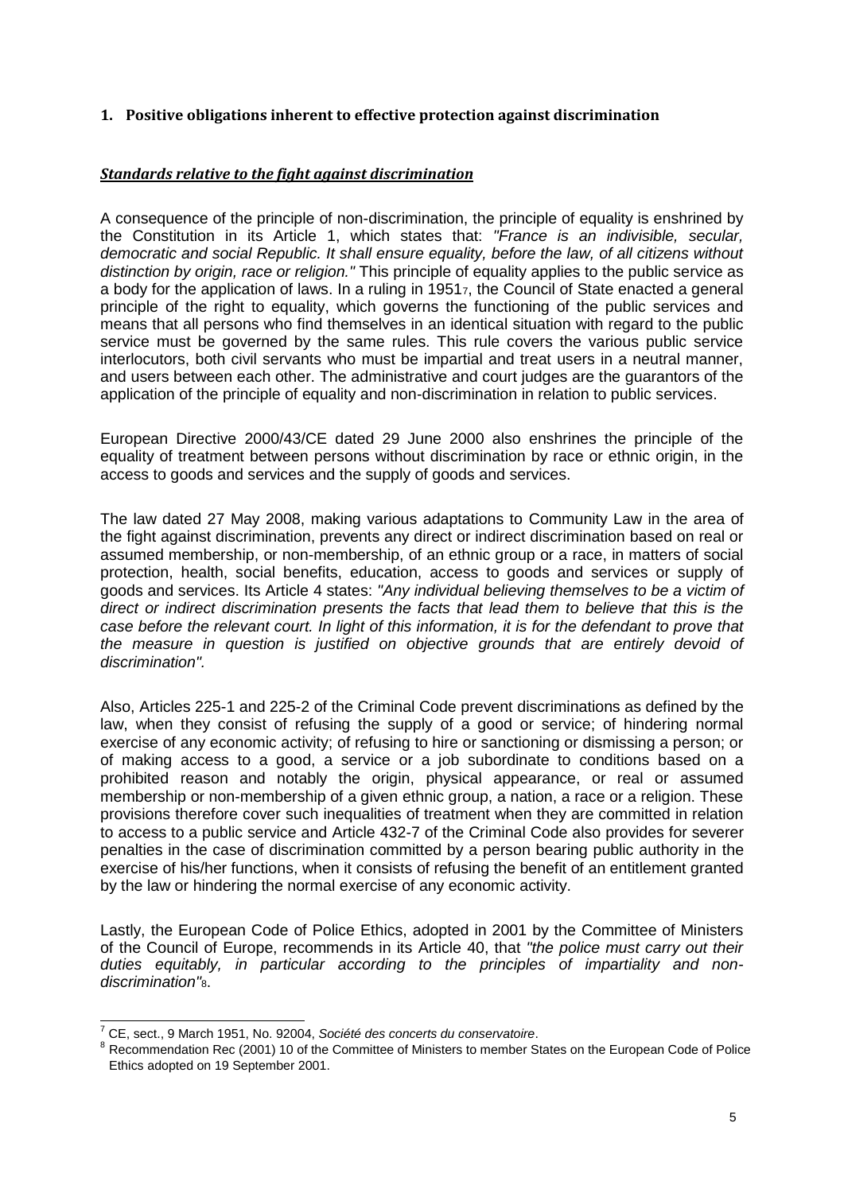## 1. Positive obligations inherent to effective protection against discrimination

### ***Standards relative to the fight against discrimination***

A consequence of the principle of non-discrimination, the principle of equality is enshrined by the Constitution in its Article 1, which states that: *"France is an indivisible, secular, democratic and social Republic. It shall ensure equality, before the law, of all citizens without distinction by origin, race or religion."* This principle of equality applies to the public service as a body for the application of laws. In a ruling in 1951[7], the Council of State enacted a general principle of the right to equality, which governs the functioning of the public services and means that all persons who find themselves in an identical situation with regard to the public service must be governed by the same rules. This rule covers the various public service interlocutors, both civil servants who must be impartial and treat users in a neutral manner, and users between each other. The administrative and court judges are the guarantors of the application of the principle of equality and non-discrimination in relation to public services.

European Directive 2000/43/CE dated 29 June 2000 also enshrines the principle of the equality of treatment between persons without discrimination by race or ethnic origin, in the access to goods and services and the supply of goods and services.

The law dated 27 May 2008, making various adaptations to Community Law in the area of the fight against discrimination, prevents any direct or indirect discrimination based on real or assumed membership, or non-membership, of an ethnic group or a race, in matters of social protection, health, social benefits, education, access to goods and services or supply of goods and services. Its Article 4 states: *"Any individual believing themselves to be a victim of direct or indirect discrimination presents the facts that lead them to believe that this is the case before the relevant court. In light of this information, it is for the defendant to prove that the measure in question is justified on objective grounds that are entirely devoid of discrimination"*.

Also, Articles 225-1 and 225-2 of the Criminal Code prevent discriminations as defined by the law, when they consist of refusing the supply of a good or service; of hindering normal exercise of any economic activity; of refusing to hire or sanctioning or dismissing a person; or of making access to a good, a service or a job subordinate to conditions based on a prohibited reason and notably the origin, physical appearance, or real or assumed membership or non-membership of a given ethnic group, a nation, a race or a religion. These provisions therefore cover such inequalities of treatment when they are committed in relation to access to a public service and Article 432-7 of the Criminal Code also provides for severer penalties in the case of discrimination committed by a person bearing public authority in the exercise of his/her functions, when it consists of refusing the benefit of an entitlement granted by the law or hindering the normal exercise of any economic activity.

Lastly, the European Code of Police Ethics, adopted in 2001 by the Committee of Ministers of the Council of Europe, recommends in its Article 40, that *"the police must carry out their duties equitably, in particular according to the principles of impartiality and non-discrimination"*[8].

---

[7] CE, sect., 9 March 1951, No. 92004, *Société des concerts du conservatoire*.

[8] Recommendation Rec (2001) 10 of the Committee of Ministers to member States on the European Code of Police Ethics adopted on 19 September 2001.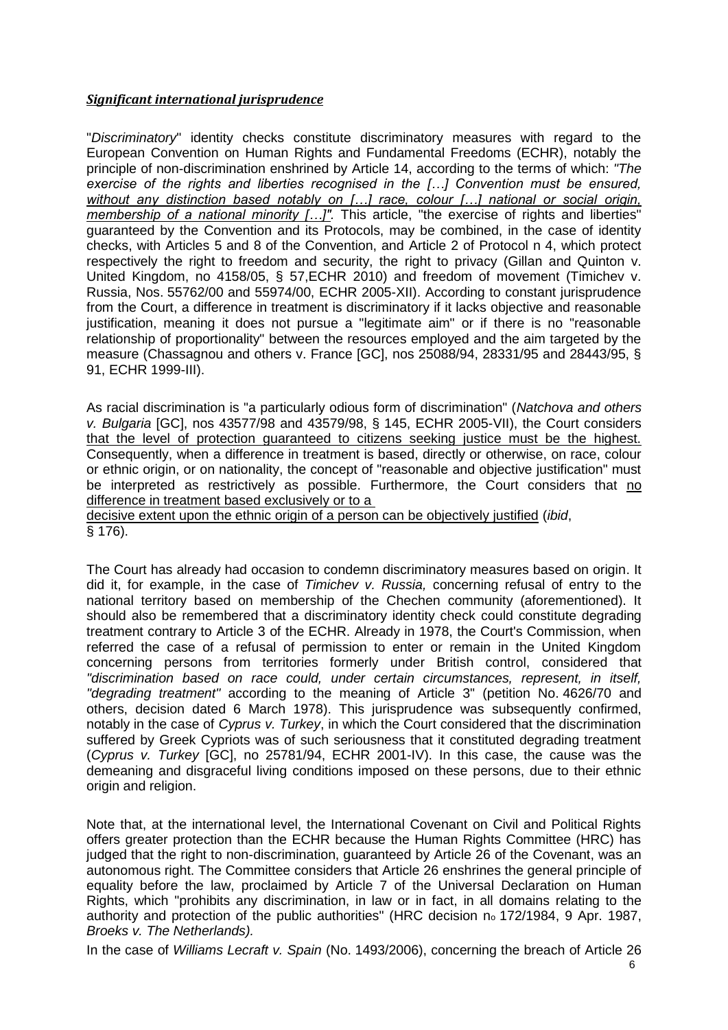***Significant international jurisprudence***

"*Discriminatory*" identity checks constitute discriminatory measures with regard to the European Convention on Human Rights and Fundamental Freedoms (ECHR), notably the principle of non-discrimination enshrined by Article 14, according to the terms of which: *"The exercise of the rights and liberties recognised in the […] Convention must be ensured, without any distinction based notably on […] race, colour […] national or social origin, membership of a national minority […]"*. This article, "the exercise of rights and liberties" guaranteed by the Convention and its Protocols, may be combined, in the case of identity checks, with Articles 5 and 8 of the Convention, and Article 2 of Protocol n 4, which protect respectively the right to freedom and security, the right to privacy (Gillan and Quinton v. United Kingdom, no 4158/05, § 57,ECHR 2010) and freedom of movement (Timichev v. Russia, Nos. 55762/00 and 55974/00, ECHR 2005-XII). According to constant jurisprudence from the Court, a difference in treatment is discriminatory if it lacks objective and reasonable justification, meaning it does not pursue a "legitimate aim" or if there is no "reasonable relationship of proportionality" between the resources employed and the aim targeted by the measure (Chassagnou and others v. France [GC], nos 25088/94, 28331/95 and 28443/95, § 91, ECHR 1999-III).

As racial discrimination is "a particularly odious form of discrimination" (*Natchova and others v. Bulgaria* [GC], nos 43577/98 and 43579/98, § 145, ECHR 2005-VII), the Court considers that the level of protection guaranteed to citizens seeking justice must be the highest. Consequently, when a difference in treatment is based, directly or otherwise, on race, colour or ethnic origin, or on nationality, the concept of "reasonable and objective justification" must be interpreted as restrictively as possible. Furthermore, the Court considers that no difference in treatment based exclusively or to a decisive extent upon the ethnic origin of a person can be objectively justified (*ibid*, § 176).

The Court has already had occasion to condemn discriminatory measures based on origin. It did it, for example, in the case of *Timichev v. Russia,* concerning refusal of entry to the national territory based on membership of the Chechen community (aforementioned). It should also be remembered that a discriminatory identity check could constitute degrading treatment contrary to Article 3 of the ECHR. Already in 1978, the Court's Commission, when referred the case of a refusal of permission to enter or remain in the United Kingdom concerning persons from territories formerly under British control, considered that *"discrimination based on race could, under certain circumstances, represent, in itself, "degrading treatment"* according to the meaning of Article 3" (petition No. 4626/70 and others, decision dated 6 March 1978). This jurisprudence was subsequently confirmed, notably in the case of *Cyprus v. Turkey*, in which the Court considered that the discrimination suffered by Greek Cypriots was of such seriousness that it constituted degrading treatment (*Cyprus v. Turkey* [GC], no 25781/94, ECHR 2001-IV). In this case, the cause was the demeaning and disgraceful living conditions imposed on these persons, due to their ethnic origin and religion.

Note that, at the international level, the International Covenant on Civil and Political Rights offers greater protection than the ECHR because the Human Rights Committee (HRC) has judged that the right to non-discrimination, guaranteed by Article 26 of the Covenant, was an autonomous right. The Committee considers that Article 26 enshrines the general principle of equality before the law, proclaimed by Article 7 of the Universal Declaration on Human Rights, which "prohibits any discrimination, in law or in fact, in all domains relating to the authority and protection of the public authorities" (HRC decision no 172/1984, 9 Apr. 1987, *Broeks v. The Netherlands).*

In the case of *Williams Lecraft v. Spain* (No. 1493/2006), concerning the breach of Article 26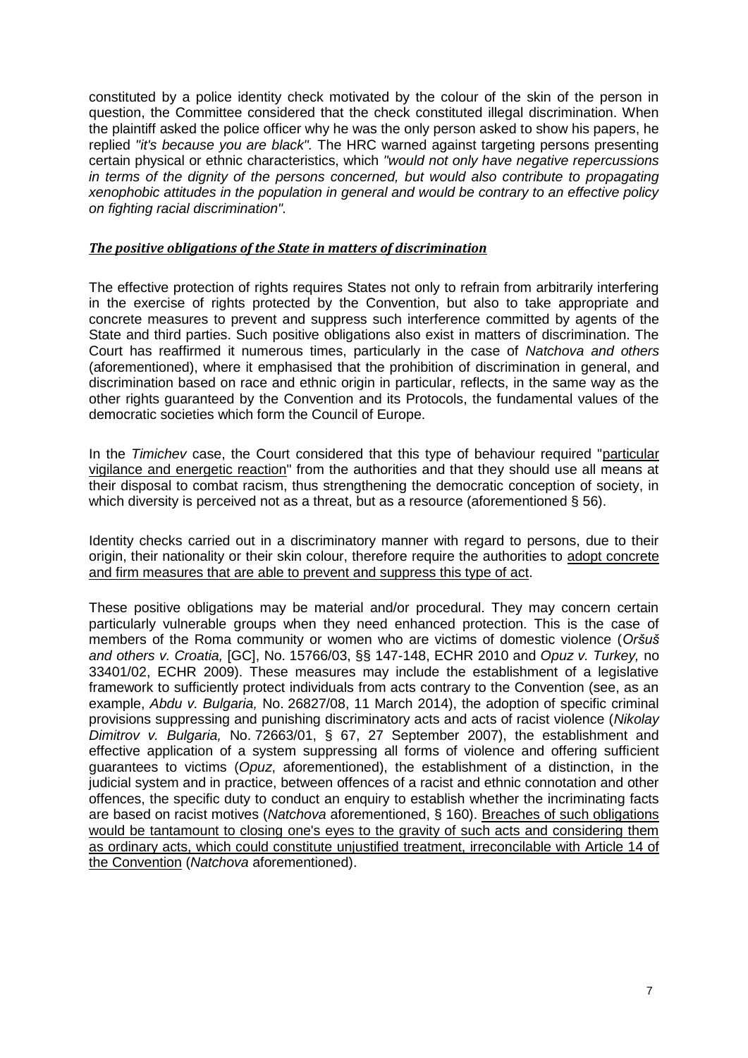constituted by a police identity check motivated by the colour of the skin of the person in question, the Committee considered that the check constituted illegal discrimination. When the plaintiff asked the police officer why he was the only person asked to show his papers, he replied *"it's because you are black"*. The HRC warned against targeting persons presenting certain physical or ethnic characteristics, which *"would not only have negative repercussions in terms of the dignity of the persons concerned, but would also contribute to propagating xenophobic attitudes in the population in general and would be contrary to an effective policy on fighting racial discrimination"*.

***The positive obligations of the State in matters of discrimination***

The effective protection of rights requires States not only to refrain from arbitrarily interfering in the exercise of rights protected by the Convention, but also to take appropriate and concrete measures to prevent and suppress such interference committed by agents of the State and third parties. Such positive obligations also exist in matters of discrimination. The Court has reaffirmed it numerous times, particularly in the case of *Natchova and others* (aforementioned), where it emphasised that the prohibition of discrimination in general, and discrimination based on race and ethnic origin in particular, reflects, in the same way as the other rights guaranteed by the Convention and its Protocols, the fundamental values of the democratic societies which form the Council of Europe.

In the *Timichev* case, the Court considered that this type of behaviour required "<u>particular vigilance and energetic reaction</u>" from the authorities and that they should use all means at their disposal to combat racism, thus strengthening the democratic conception of society, in which diversity is perceived not as a threat, but as a resource (aforementioned § 56).

Identity checks carried out in a discriminatory manner with regard to persons, due to their origin, their nationality or their skin colour, therefore require the authorities to <u>adopt concrete and firm measures that are able to prevent and suppress this type of act</u>.

These positive obligations may be material and/or procedural. They may concern certain particularly vulnerable groups when they need enhanced protection. This is the case of members of the Roma community or women who are victims of domestic violence (*Oršuš and others v. Croatia,* [GC], No. 15766/03, §§ 147-148, ECHR 2010 and *Opuz v. Turkey,* no 33401/02, ECHR 2009). These measures may include the establishment of a legislative framework to sufficiently protect individuals from acts contrary to the Convention (see, as an example, *Abdu v. Bulgaria,* No. 26827/08, 11 March 2014), the adoption of specific criminal provisions suppressing and punishing discriminatory acts and acts of racist violence (*Nikolay Dimitrov v. Bulgaria,* No. 72663/01, § 67, 27 September 2007), the establishment and effective application of a system suppressing all forms of violence and offering sufficient guarantees to victims (*Opuz*, aforementioned), the establishment of a distinction, in the judicial system and in practice, between offences of a racist and ethnic connotation and other offences, the specific duty to conduct an enquiry to establish whether the incriminating facts are based on racist motives (*Natchova* aforementioned, § 160). <u>Breaches of such obligations would be tantamount to closing one's eyes to the gravity of such acts and considering them as ordinary acts, which could constitute unjustified treatment, irreconcilable with Article 14 of the Convention</u> (*Natchova* aforementioned).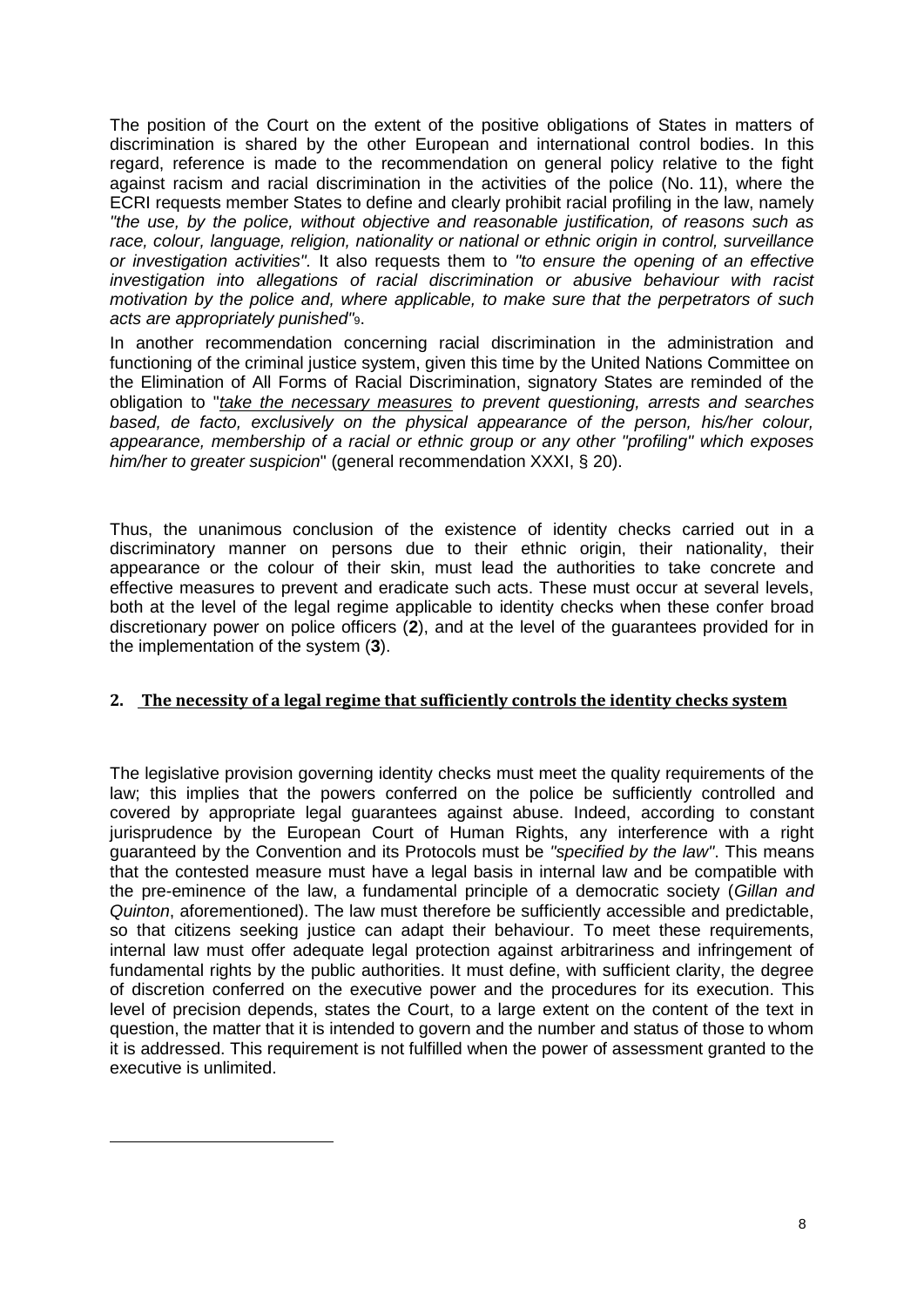The position of the Court on the extent of the positive obligations of States in matters of discrimination is shared by the other European and international control bodies. In this regard, reference is made to the recommendation on general policy relative to the fight against racism and racial discrimination in the activities of the police (No. 11), where the ECRI requests member States to define and clearly prohibit racial profiling in the law, namely *"the use, by the police, without objective and reasonable justification, of reasons such as race, colour, language, religion, nationality or national or ethnic origin in control, surveillance or investigation activities"*. It also requests them to *"to ensure the opening of an effective investigation into allegations of racial discrimination or abusive behaviour with racist motivation by the police and, where applicable, to make sure that the perpetrators of such acts are appropriately punished"*[9].

In another recommendation concerning racial discrimination in the administration and functioning of the criminal justice system, given this time by the United Nations Committee on the Elimination of All Forms of Racial Discrimination, signatory States are reminded of the obligation to "*take the necessary measures to prevent questioning, arrests and searches based, de facto, exclusively on the physical appearance of the person, his/her colour, appearance, membership of a racial or ethnic group or any other "profiling" which exposes him/her to greater suspicion*" (general recommendation XXXI, § 20).

Thus, the unanimous conclusion of the existence of identity checks carried out in a discriminatory manner on persons due to their ethnic origin, their nationality, their appearance or the colour of their skin, must lead the authorities to take concrete and effective measures to prevent and eradicate such acts. These must occur at several levels, both at the level of the legal regime applicable to identity checks when these confer broad discretionary power on police officers (**2**), and at the level of the guarantees provided for in the implementation of the system (**3**).

## 2. The necessity of a legal regime that sufficiently controls the identity checks system

The legislative provision governing identity checks must meet the quality requirements of the law; this implies that the powers conferred on the police be sufficiently controlled and covered by appropriate legal guarantees against abuse. Indeed, according to constant jurisprudence by the European Court of Human Rights, any interference with a right guaranteed by the Convention and its Protocols must be *"specified by the law"*. This means that the contested measure must have a legal basis in internal law and be compatible with the pre-eminence of the law, a fundamental principle of a democratic society (*Gillan and Quinton*, aforementioned). The law must therefore be sufficiently accessible and predictable, so that citizens seeking justice can adapt their behaviour. To meet these requirements, internal law must offer adequate legal protection against arbitrariness and infringement of fundamental rights by the public authorities. It must define, with sufficient clarity, the degree of discretion conferred on the executive power and the procedures for its execution. This level of precision depends, states the Court, to a large extent on the content of the text in question, the matter that it is intended to govern and the number and status of those to whom it is addressed. This requirement is not fulfilled when the power of assessment granted to the executive is unlimited.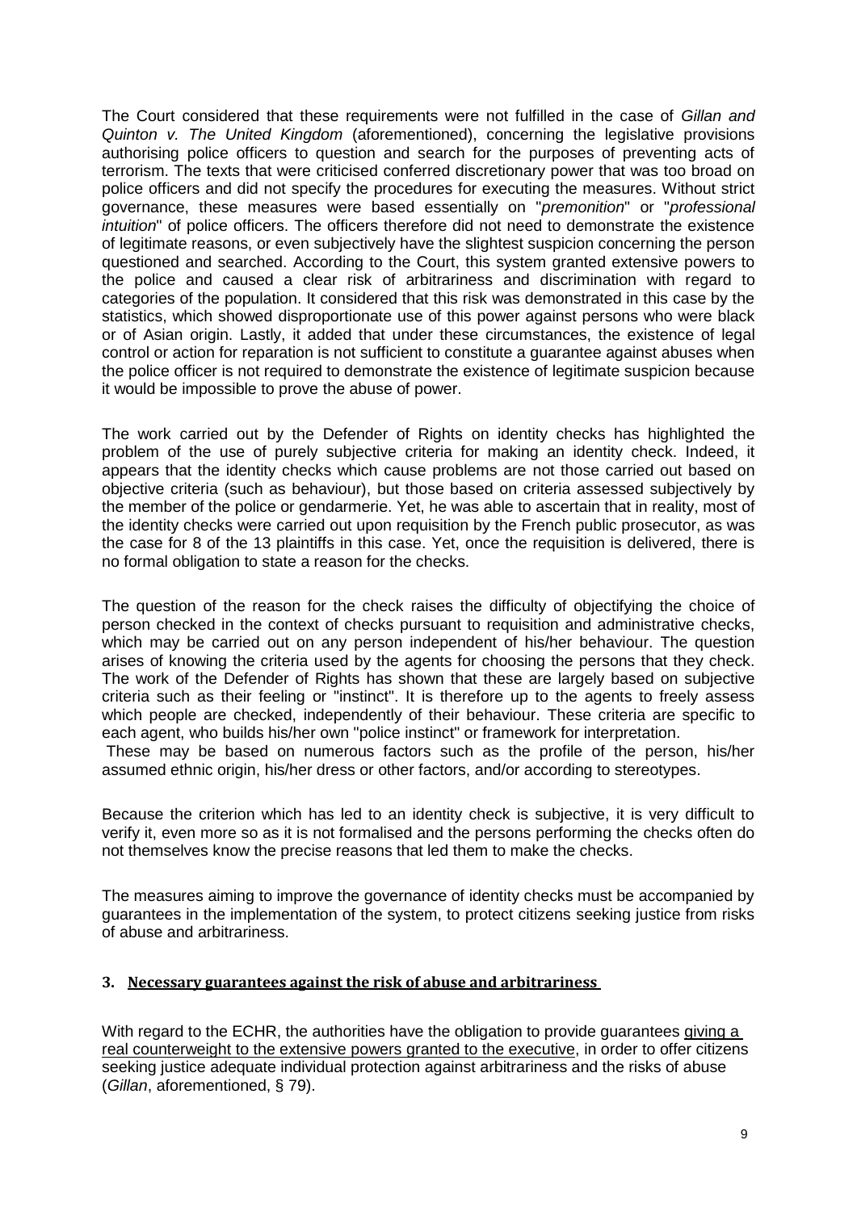The Court considered that these requirements were not fulfilled in the case of *Gillan and Quinton v. The United Kingdom* (aforementioned), concerning the legislative provisions authorising police officers to question and search for the purposes of preventing acts of terrorism. The texts that were criticised conferred discretionary power that was too broad on police officers and did not specify the procedures for executing the measures. Without strict governance, these measures were based essentially on "*premonition*" or "*professional intuition*" of police officers. The officers therefore did not need to demonstrate the existence of legitimate reasons, or even subjectively have the slightest suspicion concerning the person questioned and searched. According to the Court, this system granted extensive powers to the police and caused a clear risk of arbitrariness and discrimination with regard to categories of the population. It considered that this risk was demonstrated in this case by the statistics, which showed disproportionate use of this power against persons who were black or of Asian origin. Lastly, it added that under these circumstances, the existence of legal control or action for reparation is not sufficient to constitute a guarantee against abuses when the police officer is not required to demonstrate the existence of legitimate suspicion because it would be impossible to prove the abuse of power.

The work carried out by the Defender of Rights on identity checks has highlighted the problem of the use of purely subjective criteria for making an identity check. Indeed, it appears that the identity checks which cause problems are not those carried out based on objective criteria (such as behaviour), but those based on criteria assessed subjectively by the member of the police or gendarmerie. Yet, he was able to ascertain that in reality, most of the identity checks were carried out upon requisition by the French public prosecutor, as was the case for 8 of the 13 plaintiffs in this case. Yet, once the requisition is delivered, there is no formal obligation to state a reason for the checks.

The question of the reason for the check raises the difficulty of objectifying the choice of person checked in the context of checks pursuant to requisition and administrative checks, which may be carried out on any person independent of his/her behaviour. The question arises of knowing the criteria used by the agents for choosing the persons that they check. The work of the Defender of Rights has shown that these are largely based on subjective criteria such as their feeling or "instinct". It is therefore up to the agents to freely assess which people are checked, independently of their behaviour. These criteria are specific to each agent, who builds his/her own "police instinct" or framework for interpretation.
These may be based on numerous factors such as the profile of the person, his/her assumed ethnic origin, his/her dress or other factors, and/or according to stereotypes.

Because the criterion which has led to an identity check is subjective, it is very difficult to verify it, even more so as it is not formalised and the persons performing the checks often do not themselves know the precise reasons that led them to make the checks.

The measures aiming to improve the governance of identity checks must be accompanied by guarantees in the implementation of the system, to protect citizens seeking justice from risks of abuse and arbitrariness.

### 3. Necessary guarantees against the risk of abuse and arbitrariness

With regard to the ECHR, the authorities have the obligation to provide guarantees giving a real counterweight to the extensive powers granted to the executive, in order to offer citizens seeking justice adequate individual protection against arbitrariness and the risks of abuse (*Gillan*, aforementioned, § 79).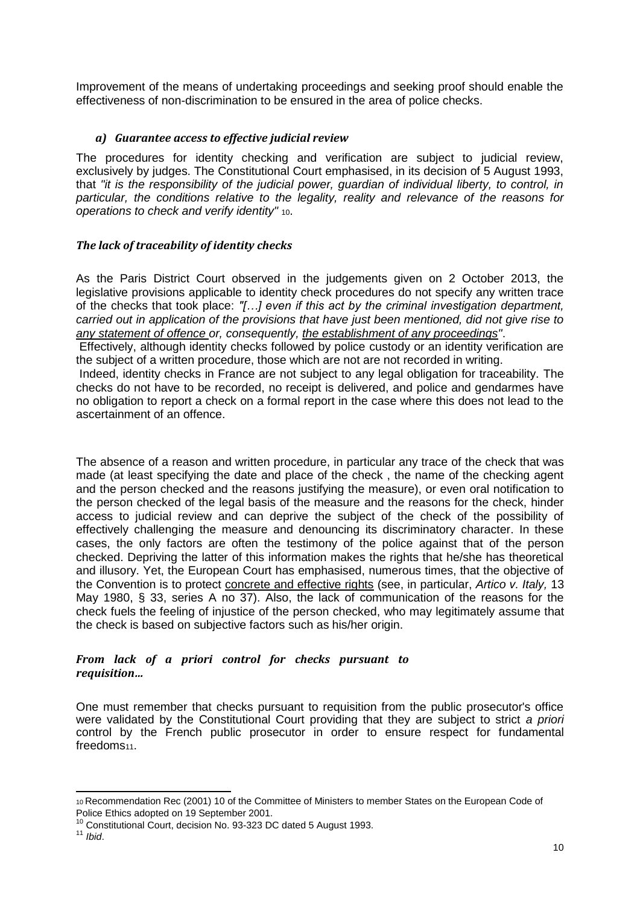Improvement of the means of undertaking proceedings and seeking proof should enable the effectiveness of non-discrimination to be ensured in the area of police checks.

### *a) Guarantee access to effective judicial review*

The procedures for identity checking and verification are subject to judicial review, exclusively by judges. The Constitutional Court emphasised, in its decision of 5 August 1993, that *"it is the responsibility of the judicial power, guardian of individual liberty, to control, in particular, the conditions relative to the legality, reality and relevance of the reasons for operations to check and verify identity"* [10].

#### *The lack of traceability of identity checks*

As the Paris District Court observed in the judgements given on 2 October 2013, the legislative provisions applicable to identity check procedures do not specify any written trace of the checks that took place: *"[…] even if this act by the criminal investigation department, carried out in application of the provisions that have just been mentioned, did not give rise to any statement of offence or, consequently, the establishment of any proceedings"*.

Effectively, although identity checks followed by police custody or an identity verification are the subject of a written procedure, those which are not are not recorded in writing.

Indeed, identity checks in France are not subject to any legal obligation for traceability. The checks do not have to be recorded, no receipt is delivered, and police and gendarmes have no obligation to report a check on a formal report in the case where this does not lead to the ascertainment of an offence.

The absence of a reason and written procedure, in particular any trace of the check that was made (at least specifying the date and place of the check , the name of the checking agent and the person checked and the reasons justifying the measure), or even oral notification to the person checked of the legal basis of the measure and the reasons for the check, hinder access to judicial review and can deprive the subject of the check of the possibility of effectively challenging the measure and denouncing its discriminatory character. In these cases, the only factors are often the testimony of the police against that of the person checked. Depriving the latter of this information makes the rights that he/she has theoretical and illusory. Yet, the European Court has emphasised, numerous times, that the objective of the Convention is to protect concrete and effective rights (see, in particular, *Artico v. Italy,* 13 May 1980, § 33, series A no 37). Also, the lack of communication of the reasons for the check fuels the feeling of injustice of the person checked, who may legitimately assume that the check is based on subjective factors such as his/her origin.

#### *From lack of a priori control for checks pursuant to requisition…*

One must remember that checks pursuant to requisition from the public prosecutor's office were validated by the Constitutional Court providing that they are subject to strict *a priori* control by the French public prosecutor in order to ensure respect for fundamental freedoms[11].

---

[10] Recommendation Rec (2001) 10 of the Committee of Ministers to member States on the European Code of Police Ethics adopted on 19 September 2001.

[10] Constitutional Court, decision No. 93-323 DC dated 5 August 1993.

[11] *Ibid*.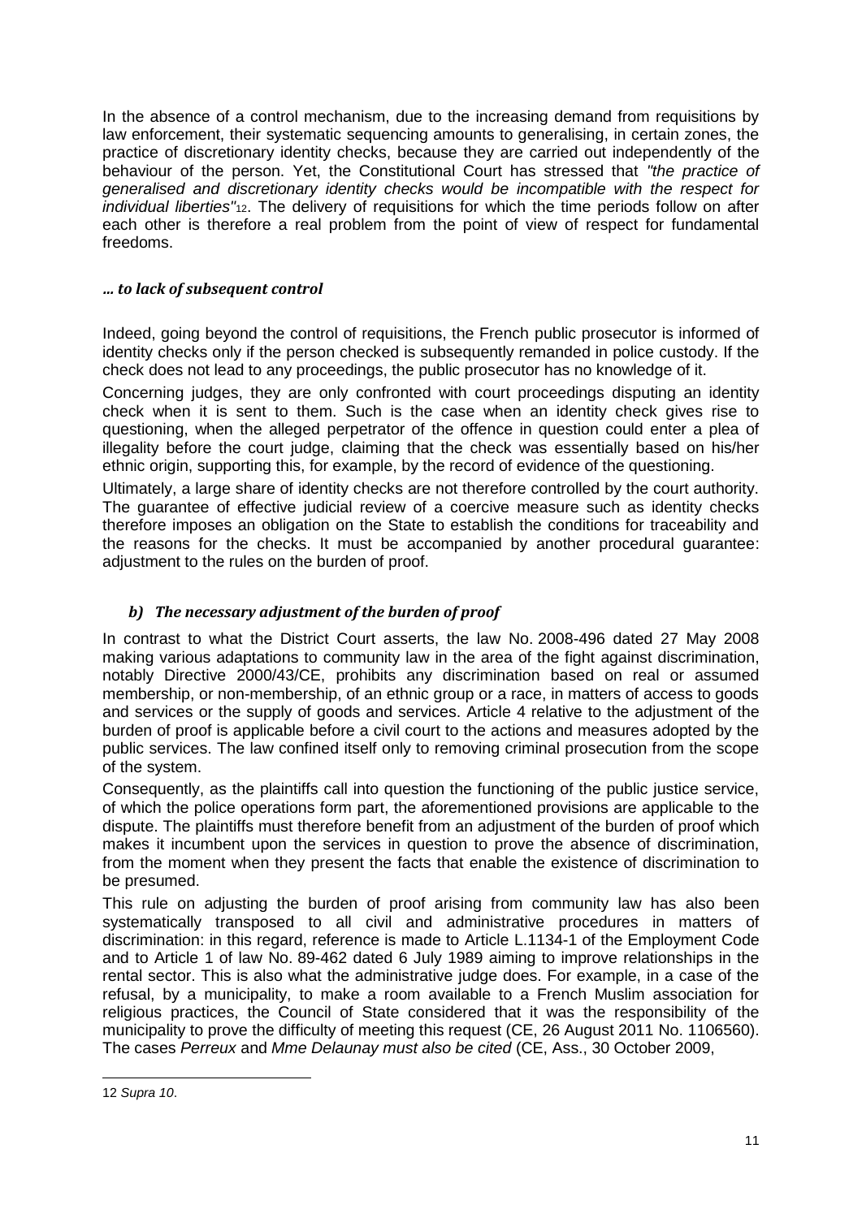In the absence of a control mechanism, due to the increasing demand from requisitions by law enforcement, their systematic sequencing amounts to generalising, in certain zones, the practice of discretionary identity checks, because they are carried out independently of the behaviour of the person. Yet, the Constitutional Court has stressed that *"the practice of generalised and discretionary identity checks would be incompatible with the respect for individual liberties"*[12]. The delivery of requisitions for which the time periods follow on after each other is therefore a real problem from the point of view of respect for fundamental freedoms.

### *... to lack of subsequent control*

Indeed, going beyond the control of requisitions, the French public prosecutor is informed of identity checks only if the person checked is subsequently remanded in police custody. If the check does not lead to any proceedings, the public prosecutor has no knowledge of it.

Concerning judges, they are only confronted with court proceedings disputing an identity check when it is sent to them. Such is the case when an identity check gives rise to questioning, when the alleged perpetrator of the offence in question could enter a plea of illegality before the court judge, claiming that the check was essentially based on his/her ethnic origin, supporting this, for example, by the record of evidence of the questioning.

Ultimately, a large share of identity checks are not therefore controlled by the court authority. The guarantee of effective judicial review of a coercive measure such as identity checks therefore imposes an obligation on the State to establish the conditions for traceability and the reasons for the checks. It must be accompanied by another procedural guarantee: adjustment to the rules on the burden of proof.

### *b) The necessary adjustment of the burden of proof*

In contrast to what the District Court asserts, the law No. 2008-496 dated 27 May 2008 making various adaptations to community law in the area of the fight against discrimination, notably Directive 2000/43/CE, prohibits any discrimination based on real or assumed membership, or non-membership, of an ethnic group or a race, in matters of access to goods and services or the supply of goods and services. Article 4 relative to the adjustment of the burden of proof is applicable before a civil court to the actions and measures adopted by the public services. The law confined itself only to removing criminal prosecution from the scope of the system.

Consequently, as the plaintiffs call into question the functioning of the public justice service, of which the police operations form part, the aforementioned provisions are applicable to the dispute. The plaintiffs must therefore benefit from an adjustment of the burden of proof which makes it incumbent upon the services in question to prove the absence of discrimination, from the moment when they present the facts that enable the existence of discrimination to be presumed.

This rule on adjusting the burden of proof arising from community law has also been systematically transposed to all civil and administrative procedures in matters of discrimination: in this regard, reference is made to Article L.1134-1 of the Employment Code and to Article 1 of law No. 89-462 dated 6 July 1989 aiming to improve relationships in the rental sector. This is also what the administrative judge does. For example, in a case of the refusal, by a municipality, to make a room available to a French Muslim association for religious practices, the Council of State considered that it was the responsibility of the municipality to prove the difficulty of meeting this request (CE, 26 August 2011 No. 1106560). The cases *Perreux* and *Mme Delaunay must also be cited* (CE, Ass., 30 October 2009,

---

12 *Supra 10*.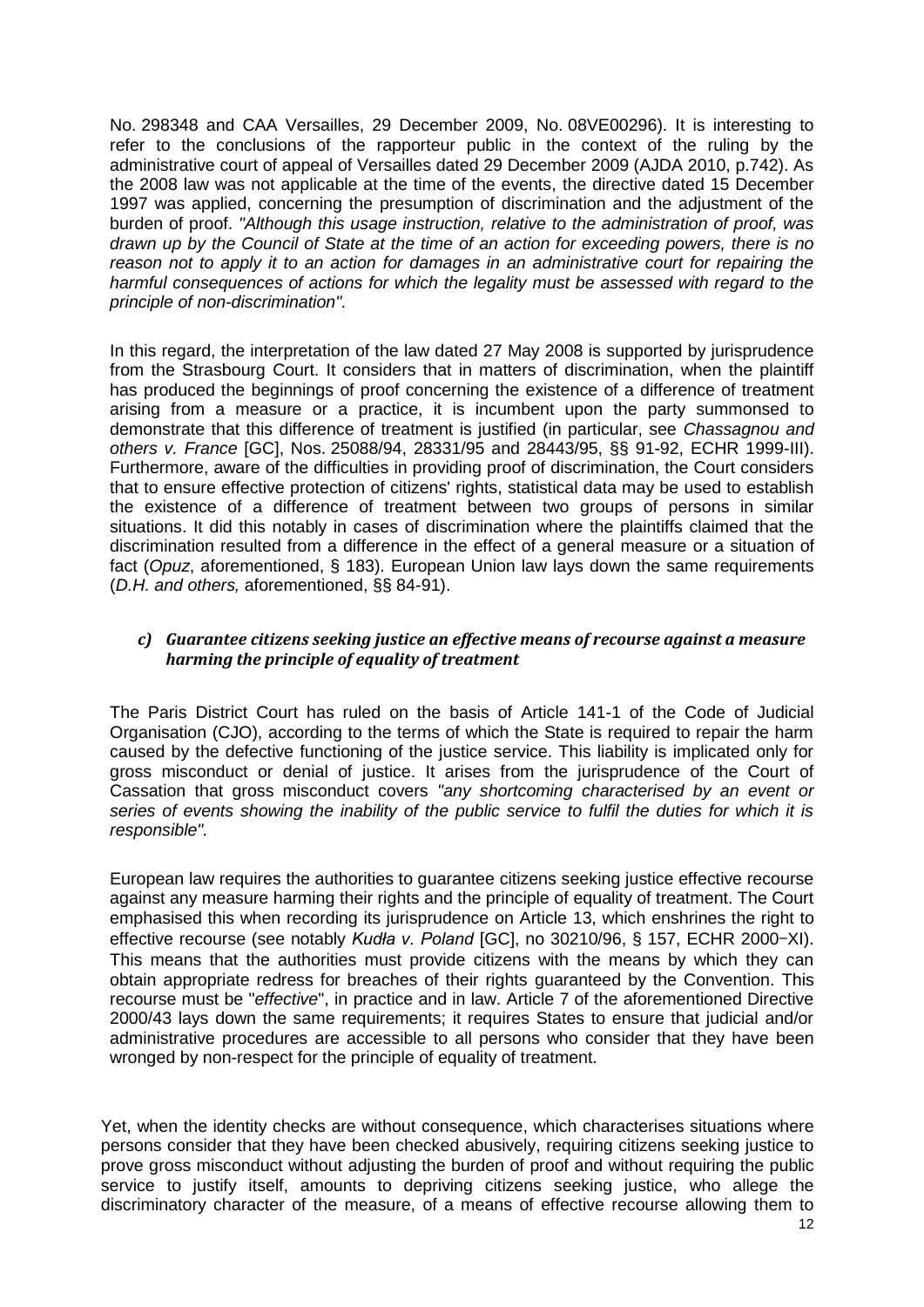No. 298348 and CAA Versailles, 29 December 2009, No. 08VE00296). It is interesting to refer to the conclusions of the rapporteur public in the context of the ruling by the administrative court of appeal of Versailles dated 29 December 2009 (AJDA 2010, p.742). As the 2008 law was not applicable at the time of the events, the directive dated 15 December 1997 was applied, concerning the presumption of discrimination and the adjustment of the burden of proof. *"Although this usage instruction, relative to the administration of proof, was drawn up by the Council of State at the time of an action for exceeding powers, there is no reason not to apply it to an action for damages in an administrative court for repairing the harmful consequences of actions for which the legality must be assessed with regard to the principle of non-discrimination".*

In this regard, the interpretation of the law dated 27 May 2008 is supported by jurisprudence from the Strasbourg Court. It considers that in matters of discrimination, when the plaintiff has produced the beginnings of proof concerning the existence of a difference of treatment arising from a measure or a practice, it is incumbent upon the party summonsed to demonstrate that this difference of treatment is justified (in particular, see *Chassagnou and others v. France* [GC], Nos. 25088/94, 28331/95 and 28443/95, §§ 91-92, ECHR 1999-III). Furthermore, aware of the difficulties in providing proof of discrimination, the Court considers that to ensure effective protection of citizens' rights, statistical data may be used to establish the existence of a difference of treatment between two groups of persons in similar situations. It did this notably in cases of discrimination where the plaintiffs claimed that the discrimination resulted from a difference in the effect of a general measure or a situation of fact (*Opuz*, aforementioned, § 183). European Union law lays down the same requirements (*D.H. and others,* aforementioned, §§ 84-91).

### *c) Guarantee citizens seeking justice an effective means of recourse against a measure harming the principle of equality of treatment*

The Paris District Court has ruled on the basis of Article 141-1 of the Code of Judicial Organisation (CJO), according to the terms of which the State is required to repair the harm caused by the defective functioning of the justice service. This liability is implicated only for gross misconduct or denial of justice. It arises from the jurisprudence of the Court of Cassation that gross misconduct covers *"any shortcoming characterised by an event or series of events showing the inability of the public service to fulfil the duties for which it is responsible".*

European law requires the authorities to guarantee citizens seeking justice effective recourse against any measure harming their rights and the principle of equality of treatment. The Court emphasised this when recording its jurisprudence on Article 13, which enshrines the right to effective recourse (see notably *Kudła v. Poland* [GC], no 30210/96, § 157, ECHR 2000-XI). This means that the authorities must provide citizens with the means by which they can obtain appropriate redress for breaches of their rights guaranteed by the Convention. This recourse must be "*effective*", in practice and in law. Article 7 of the aforementioned Directive 2000/43 lays down the same requirements; it requires States to ensure that judicial and/or administrative procedures are accessible to all persons who consider that they have been wronged by non-respect for the principle of equality of treatment.

Yet, when the identity checks are without consequence, which characterises situations where persons consider that they have been checked abusively, requiring citizens seeking justice to prove gross misconduct without adjusting the burden of proof and without requiring the public service to justify itself, amounts to depriving citizens seeking justice, who allege the discriminatory character of the measure, of a means of effective recourse allowing them to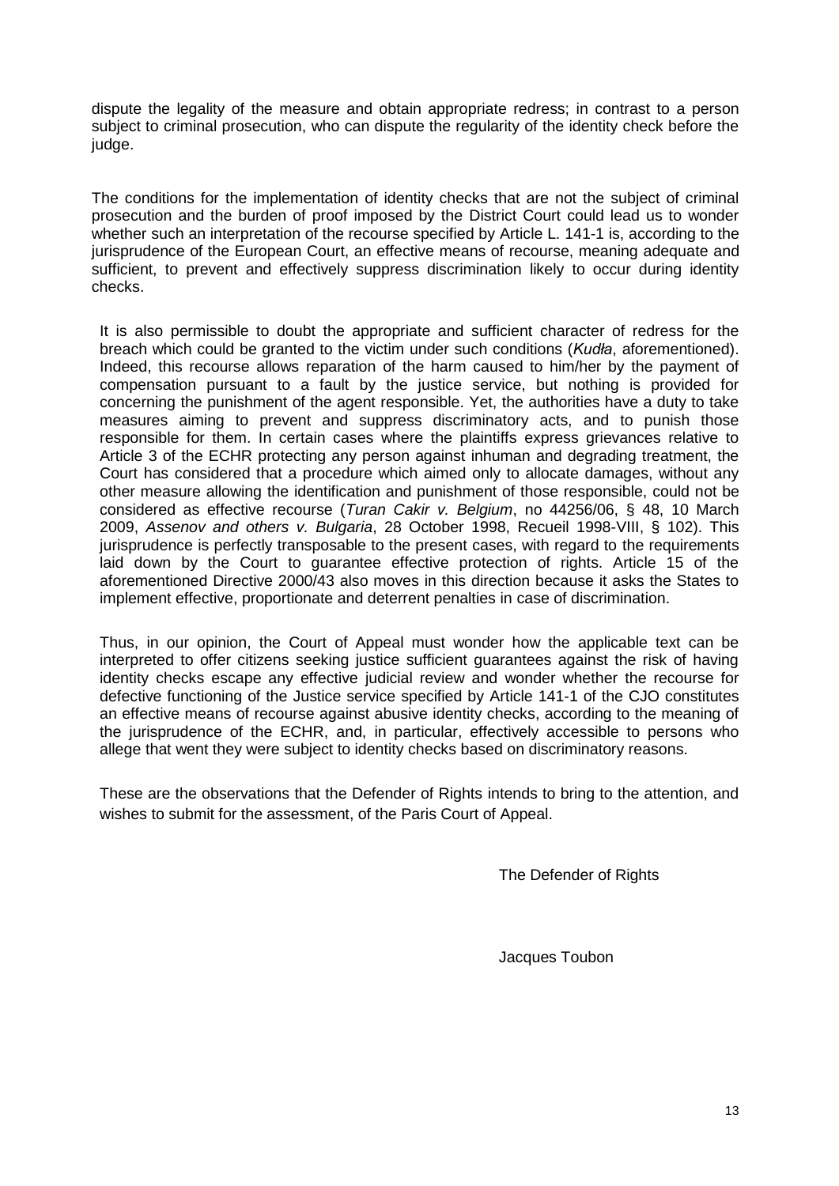dispute the legality of the measure and obtain appropriate redress; in contrast to a person subject to criminal prosecution, who can dispute the regularity of the identity check before the judge.

The conditions for the implementation of identity checks that are not the subject of criminal prosecution and the burden of proof imposed by the District Court could lead us to wonder whether such an interpretation of the recourse specified by Article L. 141-1 is, according to the jurisprudence of the European Court, an effective means of recourse, meaning adequate and sufficient, to prevent and effectively suppress discrimination likely to occur during identity checks.

It is also permissible to doubt the appropriate and sufficient character of redress for the breach which could be granted to the victim under such conditions (*Kudła*, aforementioned). Indeed, this recourse allows reparation of the harm caused to him/her by the payment of compensation pursuant to a fault by the justice service, but nothing is provided for concerning the punishment of the agent responsible. Yet, the authorities have a duty to take measures aiming to prevent and suppress discriminatory acts, and to punish those responsible for them. In certain cases where the plaintiffs express grievances relative to Article 3 of the ECHR protecting any person against inhuman and degrading treatment, the Court has considered that a procedure which aimed only to allocate damages, without any other measure allowing the identification and punishment of those responsible, could not be considered as effective recourse (*Turan Cakir v. Belgium*, no 44256/06, § 48, 10 March 2009, *Assenov and others v. Bulgaria*, 28 October 1998, Recueil 1998-VIII, § 102). This jurisprudence is perfectly transposable to the present cases, with regard to the requirements laid down by the Court to guarantee effective protection of rights. Article 15 of the aforementioned Directive 2000/43 also moves in this direction because it asks the States to implement effective, proportionate and deterrent penalties in case of discrimination.

Thus, in our opinion, the Court of Appeal must wonder how the applicable text can be interpreted to offer citizens seeking justice sufficient guarantees against the risk of having identity checks escape any effective judicial review and wonder whether the recourse for defective functioning of the Justice service specified by Article 141-1 of the CJO constitutes an effective means of recourse against abusive identity checks, according to the meaning of the jurisprudence of the ECHR, and, in particular, effectively accessible to persons who allege that went they were subject to identity checks based on discriminatory reasons.

These are the observations that the Defender of Rights intends to bring to the attention, and wishes to submit for the assessment, of the Paris Court of Appeal.

The Defender of Rights

Jacques Toubon